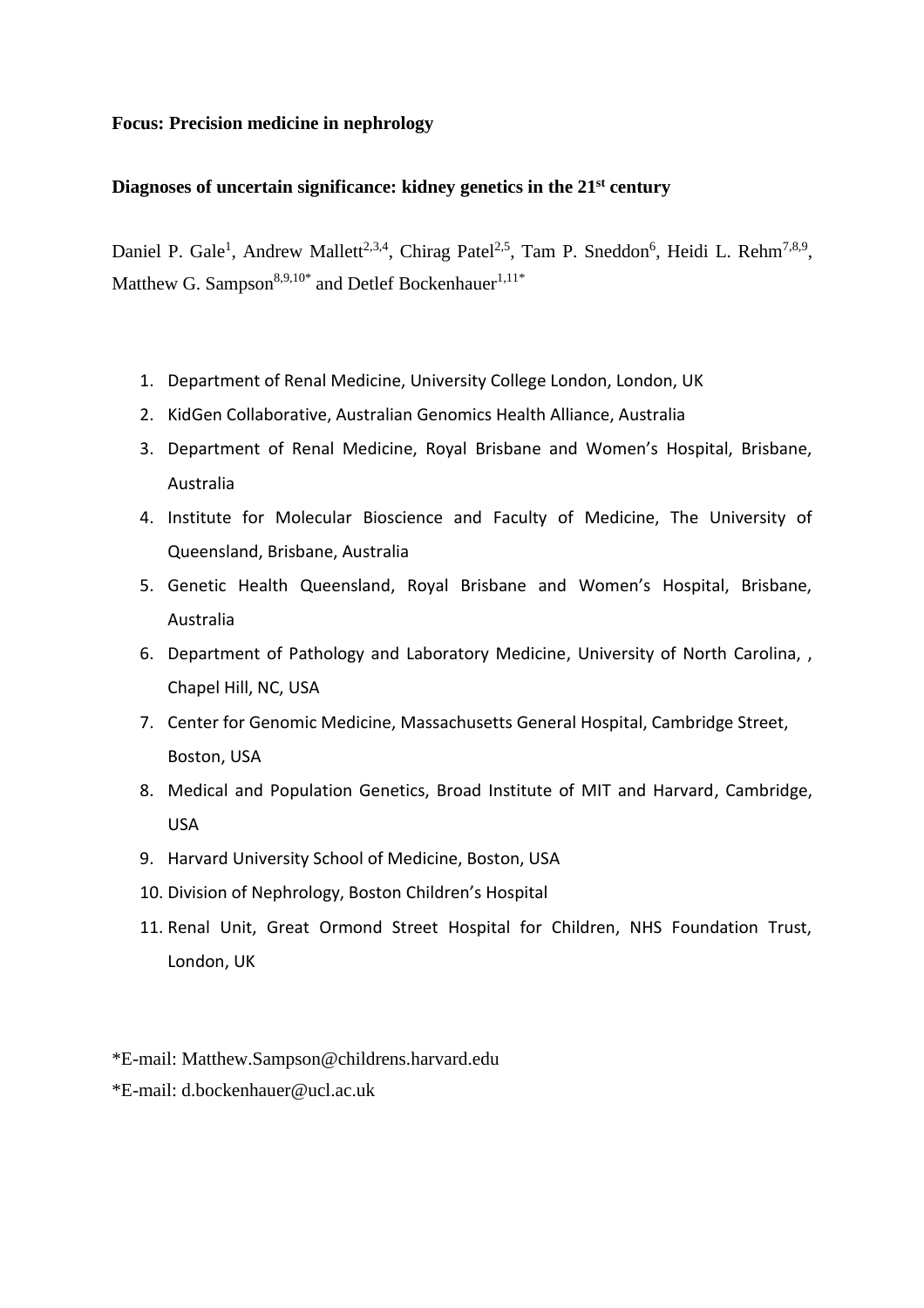**Focus: Precision medicine in nephrology**

**Diagnoses of uncertain significance: kidney genetics in the 21st century**

Daniel P. Gale[1], Andrew Mallett[2,3,4], Chirag Patel[2,5], Tam P. Sneddon[6], Heidi L. Rehm[7,8,9], Matthew G. Sampson[8,9,10*] and Detlef Bockenhauer[1,11*]

1. Department of Renal Medicine, University College London, London, UK
2. KidGen Collaborative, Australian Genomics Health Alliance, Australia
3. Department of Renal Medicine, Royal Brisbane and Women's Hospital, Brisbane, Australia
4. Institute for Molecular Bioscience and Faculty of Medicine, The University of Queensland, Brisbane, Australia
5. Genetic Health Queensland, Royal Brisbane and Women's Hospital, Brisbane, Australia
6. Department of Pathology and Laboratory Medicine, University of North Carolina, , Chapel Hill, NC, USA
7. Center for Genomic Medicine, Massachusetts General Hospital, Cambridge Street, Boston, USA
8. Medical and Population Genetics, Broad Institute of MIT and Harvard, Cambridge, USA
9. Harvard University School of Medicine, Boston, USA
10. Division of Nephrology, Boston Children's Hospital
11. Renal Unit, Great Ormond Street Hospital for Children, NHS Foundation Trust, London, UK

*E-mail: Matthew.Sampson@childrens.harvard.edu

*E-mail: d.bockenhauer@ucl.ac.uk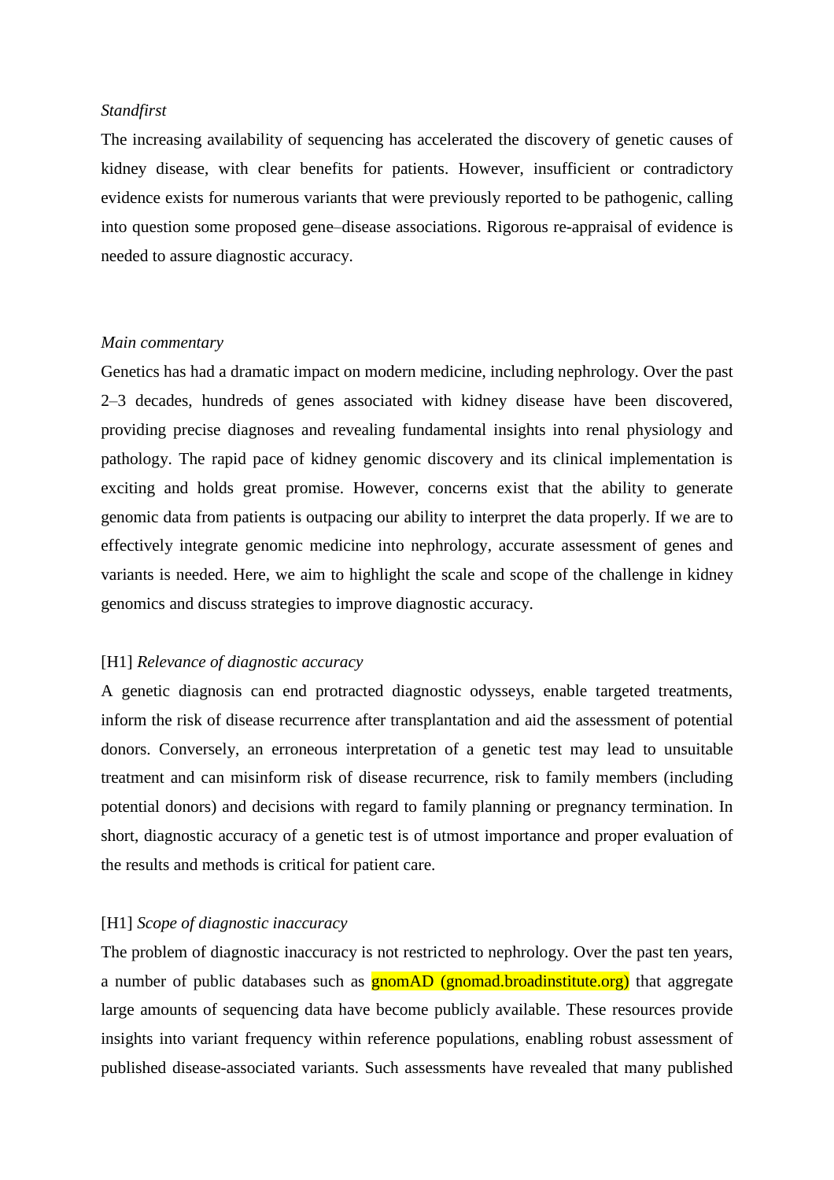*Standfirst*

The increasing availability of sequencing has accelerated the discovery of genetic causes of kidney disease, with clear benefits for patients. However, insufficient or contradictory evidence exists for numerous variants that were previously reported to be pathogenic, calling into question some proposed gene–disease associations. Rigorous re-appraisal of evidence is needed to assure diagnostic accuracy.

*Main commentary*

Genetics has had a dramatic impact on modern medicine, including nephrology. Over the past 2–3 decades, hundreds of genes associated with kidney disease have been discovered, providing precise diagnoses and revealing fundamental insights into renal physiology and pathology. The rapid pace of kidney genomic discovery and its clinical implementation is exciting and holds great promise. However, concerns exist that the ability to generate genomic data from patients is outpacing our ability to interpret the data properly. If we are to effectively integrate genomic medicine into nephrology, accurate assessment of genes and variants is needed. Here, we aim to highlight the scale and scope of the challenge in kidney genomics and discuss strategies to improve diagnostic accuracy.

[H1] *Relevance of diagnostic accuracy*

A genetic diagnosis can end protracted diagnostic odysseys, enable targeted treatments, inform the risk of disease recurrence after transplantation and aid the assessment of potential donors. Conversely, an erroneous interpretation of a genetic test may lead to unsuitable treatment and can misinform risk of disease recurrence, risk to family members (including potential donors) and decisions with regard to family planning or pregnancy termination. In short, diagnostic accuracy of a genetic test is of utmost importance and proper evaluation of the results and methods is critical for patient care.

[H1] *Scope of diagnostic inaccuracy*

The problem of diagnostic inaccuracy is not restricted to nephrology. Over the past ten years, a number of public databases such as gnomAD (gnomad.broadinstitute.org) that aggregate large amounts of sequencing data have become publicly available. These resources provide insights into variant frequency within reference populations, enabling robust assessment of published disease-associated variants. Such assessments have revealed that many published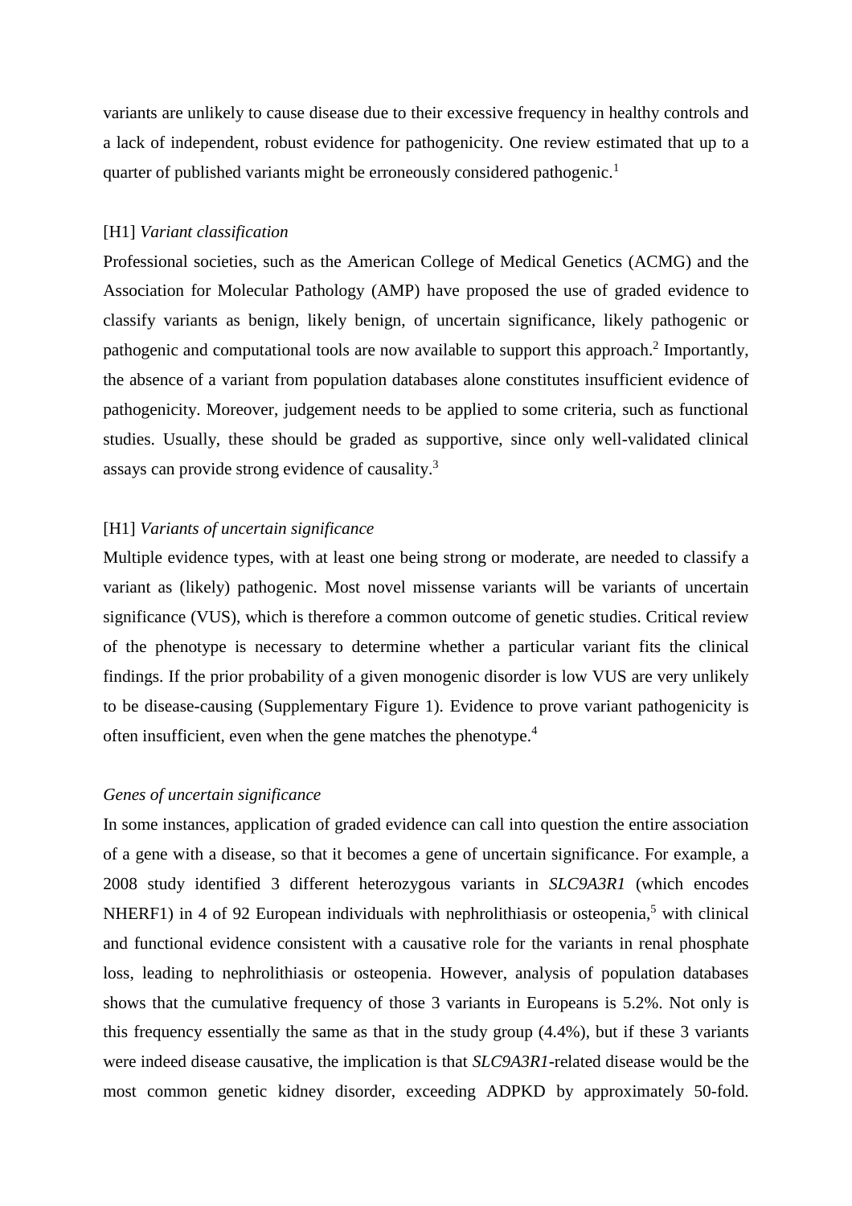variants are unlikely to cause disease due to their excessive frequency in healthy controls and a lack of independent, robust evidence for pathogenicity. One review estimated that up to a quarter of published variants might be erroneously considered pathogenic.[1]

## [H1] *Variant classification*

Professional societies, such as the American College of Medical Genetics (ACMG) and the Association for Molecular Pathology (AMP) have proposed the use of graded evidence to classify variants as benign, likely benign, of uncertain significance, likely pathogenic or pathogenic and computational tools are now available to support this approach.[2] Importantly, the absence of a variant from population databases alone constitutes insufficient evidence of pathogenicity. Moreover, judgement needs to be applied to some criteria, such as functional studies. Usually, these should be graded as supportive, since only well-validated clinical assays can provide strong evidence of causality.[3]

## [H1] *Variants of uncertain significance*

Multiple evidence types, with at least one being strong or moderate, are needed to classify a variant as (likely) pathogenic. Most novel missense variants will be variants of uncertain significance (VUS), which is therefore a common outcome of genetic studies. Critical review of the phenotype is necessary to determine whether a particular variant fits the clinical findings. If the prior probability of a given monogenic disorder is low VUS are very unlikely to be disease-causing (Supplementary Figure 1). Evidence to prove variant pathogenicity is often insufficient, even when the gene matches the phenotype.[4]

### *Genes of uncertain significance*

In some instances, application of graded evidence can call into question the entire association of a gene with a disease, so that it becomes a gene of uncertain significance. For example, a 2008 study identified 3 different heterozygous variants in *SLC9A3R1* (which encodes NHERF1) in 4 of 92 European individuals with nephrolithiasis or osteopenia,[5] with clinical and functional evidence consistent with a causative role for the variants in renal phosphate loss, leading to nephrolithiasis or osteopenia. However, analysis of population databases shows that the cumulative frequency of those 3 variants in Europeans is 5.2%. Not only is this frequency essentially the same as that in the study group (4.4%), but if these 3 variants were indeed disease causative, the implication is that *SLC9A3R1*-related disease would be the most common genetic kidney disorder, exceeding ADPKD by approximately 50-fold.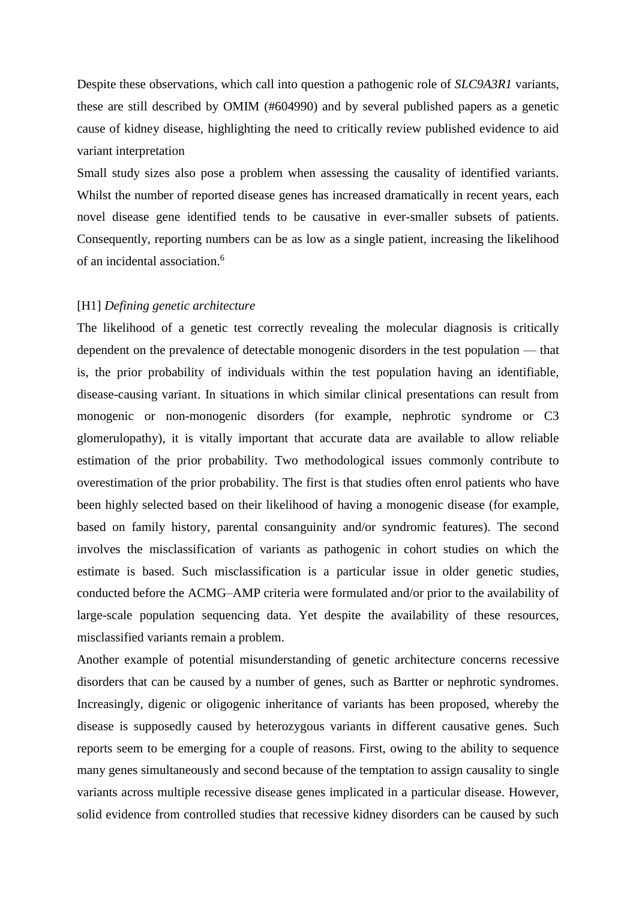Despite these observations, which call into question a pathogenic role of *SLC9A3R1* variants, these are still described by OMIM (#604990) and by several published papers as a genetic cause of kidney disease, highlighting the need to critically review published evidence to aid variant interpretation

Small study sizes also pose a problem when assessing the causality of identified variants. Whilst the number of reported disease genes has increased dramatically in recent years, each novel disease gene identified tends to be causative in ever-smaller subsets of patients. Consequently, reporting numbers can be as low as a single patient, increasing the likelihood of an incidental association.[6]

## [H1] *Defining genetic architecture*

The likelihood of a genetic test correctly revealing the molecular diagnosis is critically dependent on the prevalence of detectable monogenic disorders in the test population — that is, the prior probability of individuals within the test population having an identifiable, disease-causing variant. In situations in which similar clinical presentations can result from monogenic or non-monogenic disorders (for example, nephrotic syndrome or C3 glomerulopathy), it is vitally important that accurate data are available to allow reliable estimation of the prior probability. Two methodological issues commonly contribute to overestimation of the prior probability. The first is that studies often enrol patients who have been highly selected based on their likelihood of having a monogenic disease (for example, based on family history, parental consanguinity and/or syndromic features). The second involves the misclassification of variants as pathogenic in cohort studies on which the estimate is based. Such misclassification is a particular issue in older genetic studies, conducted before the ACMG–AMP criteria were formulated and/or prior to the availability of large-scale population sequencing data. Yet despite the availability of these resources, misclassified variants remain a problem.

Another example of potential misunderstanding of genetic architecture concerns recessive disorders that can be caused by a number of genes, such as Bartter or nephrotic syndromes. Increasingly, digenic or oligogenic inheritance of variants has been proposed, whereby the disease is supposedly caused by heterozygous variants in different causative genes. Such reports seem to be emerging for a couple of reasons. First, owing to the ability to sequence many genes simultaneously and second because of the temptation to assign causality to single variants across multiple recessive disease genes implicated in a particular disease. However, solid evidence from controlled studies that recessive kidney disorders can be caused by such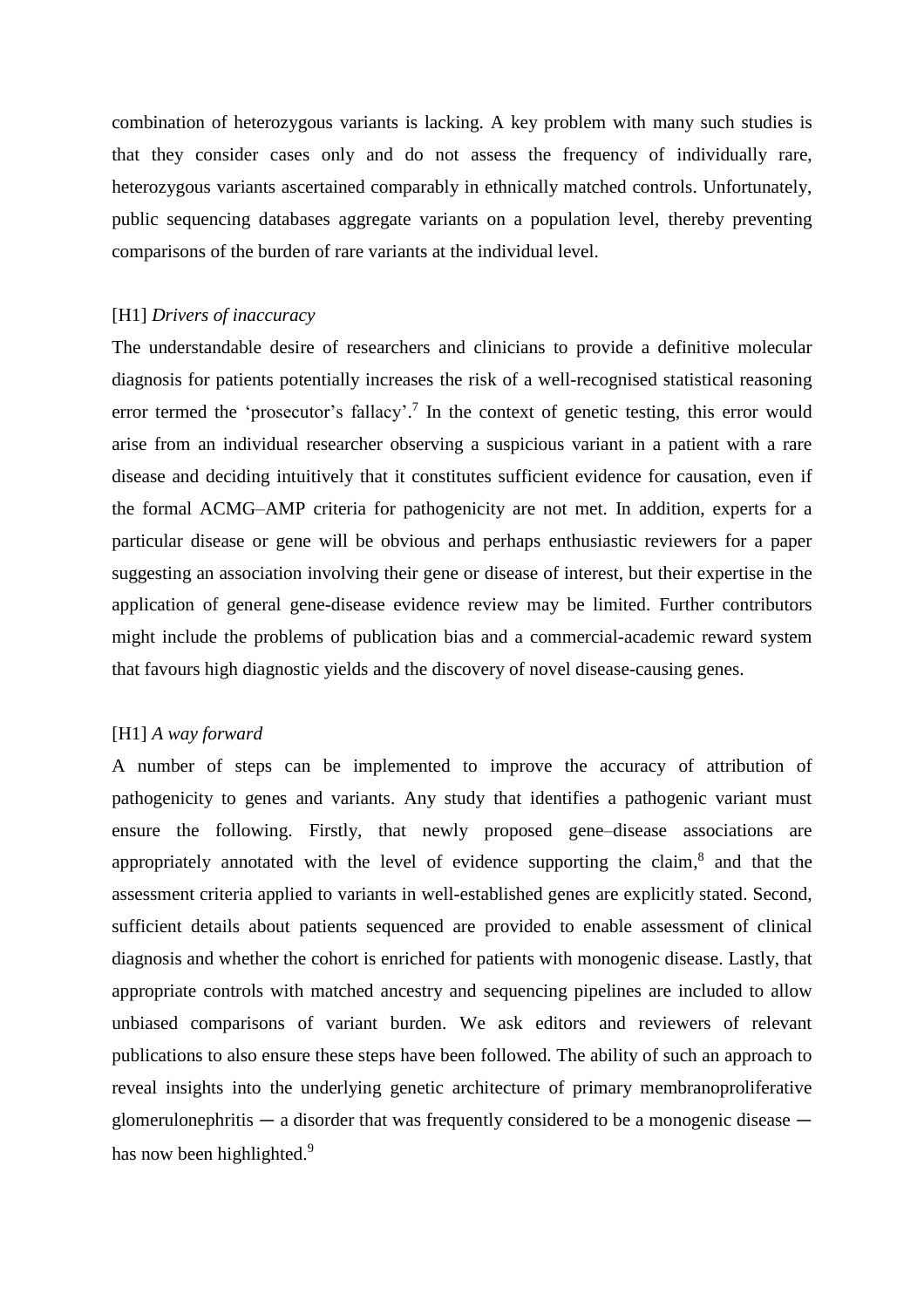combination of heterozygous variants is lacking. A key problem with many such studies is that they consider cases only and do not assess the frequency of individually rare, heterozygous variants ascertained comparably in ethnically matched controls. Unfortunately, public sequencing databases aggregate variants on a population level, thereby preventing comparisons of the burden of rare variants at the individual level.

## [H1] *Drivers of inaccuracy*

The understandable desire of researchers and clinicians to provide a definitive molecular diagnosis for patients potentially increases the risk of a well-recognised statistical reasoning error termed the 'prosecutor's fallacy'.[7] In the context of genetic testing, this error would arise from an individual researcher observing a suspicious variant in a patient with a rare disease and deciding intuitively that it constitutes sufficient evidence for causation, even if the formal ACMG–AMP criteria for pathogenicity are not met. In addition, experts for a particular disease or gene will be obvious and perhaps enthusiastic reviewers for a paper suggesting an association involving their gene or disease of interest, but their expertise in the application of general gene-disease evidence review may be limited. Further contributors might include the problems of publication bias and a commercial-academic reward system that favours high diagnostic yields and the discovery of novel disease-causing genes.

## [H1] *A way forward*

A number of steps can be implemented to improve the accuracy of attribution of pathogenicity to genes and variants. Any study that identifies a pathogenic variant must ensure the following. Firstly, that newly proposed gene–disease associations are appropriately annotated with the level of evidence supporting the claim,[8] and that the assessment criteria applied to variants in well-established genes are explicitly stated. Second, sufficient details about patients sequenced are provided to enable assessment of clinical diagnosis and whether the cohort is enriched for patients with monogenic disease. Lastly, that appropriate controls with matched ancestry and sequencing pipelines are included to allow unbiased comparisons of variant burden. We ask editors and reviewers of relevant publications to also ensure these steps have been followed. The ability of such an approach to reveal insights into the underlying genetic architecture of primary membranoproliferative glomerulonephritis — a disorder that was frequently considered to be a monogenic disease — has now been highlighted.[9]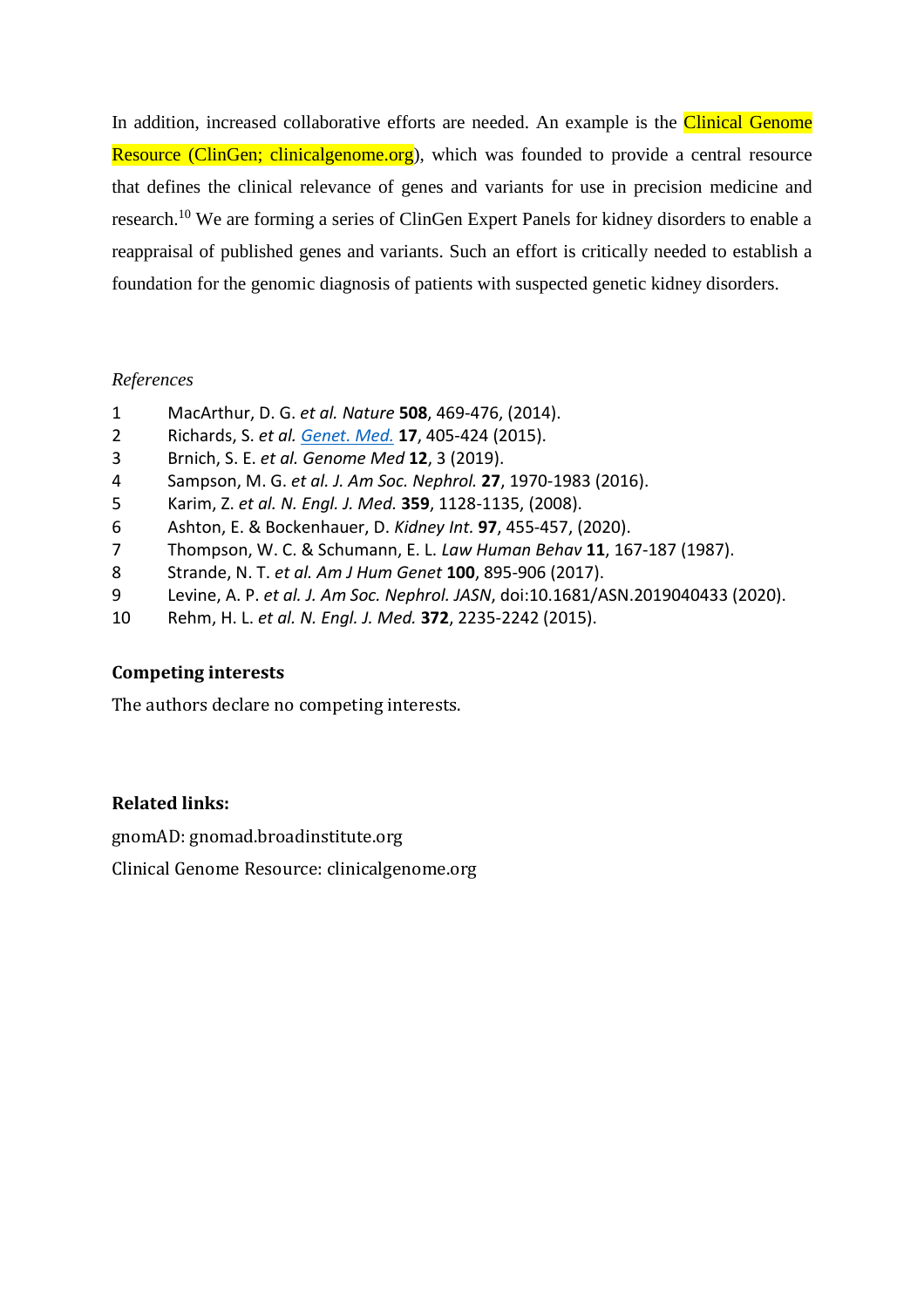In addition, increased collaborative efforts are needed. An example is the Clinical Genome Resource (ClinGen; clinicalgenome.org), which was founded to provide a central resource that defines the clinical relevance of genes and variants for use in precision medicine and research.[10] We are forming a series of ClinGen Expert Panels for kidney disorders to enable a reappraisal of published genes and variants. Such an effort is critically needed to establish a foundation for the genomic diagnosis of patients with suspected genetic kidney disorders.

*References*

1. MacArthur, D. G. *et al. Nature* **508**, 469-476, (2014).
2. Richards, S. *et al. Genet. Med.* **17**, 405-424 (2015).
3. Brnich, S. E. *et al. Genome Med* **12**, 3 (2019).
4. Sampson, M. G. *et al. J. Am Soc. Nephrol.* **27**, 1970-1983 (2016).
5. Karim, Z. *et al. N. Engl. J. Med.* **359**, 1128-1135, (2008).
6. Ashton, E. & Bockenhauer, D. *Kidney Int.* **97**, 455-457, (2020).
7. Thompson, W. C. & Schumann, E. L. *Law Human Behav* **11**, 167-187 (1987).
8. Strande, N. T. *et al. Am J Hum Genet* **100**, 895-906 (2017).
9. Levine, A. P. *et al. J. Am Soc. Nephrol. JASN*, doi:10.1681/ASN.2019040433 (2020).
10. Rehm, H. L. *et al. N. Engl. J. Med.* **372**, 2235-2242 (2015).

**Competing interests**

The authors declare no competing interests.

**Related links:**

gnomAD: gnomad.broadinstitute.org

Clinical Genome Resource: clinicalgenome.org